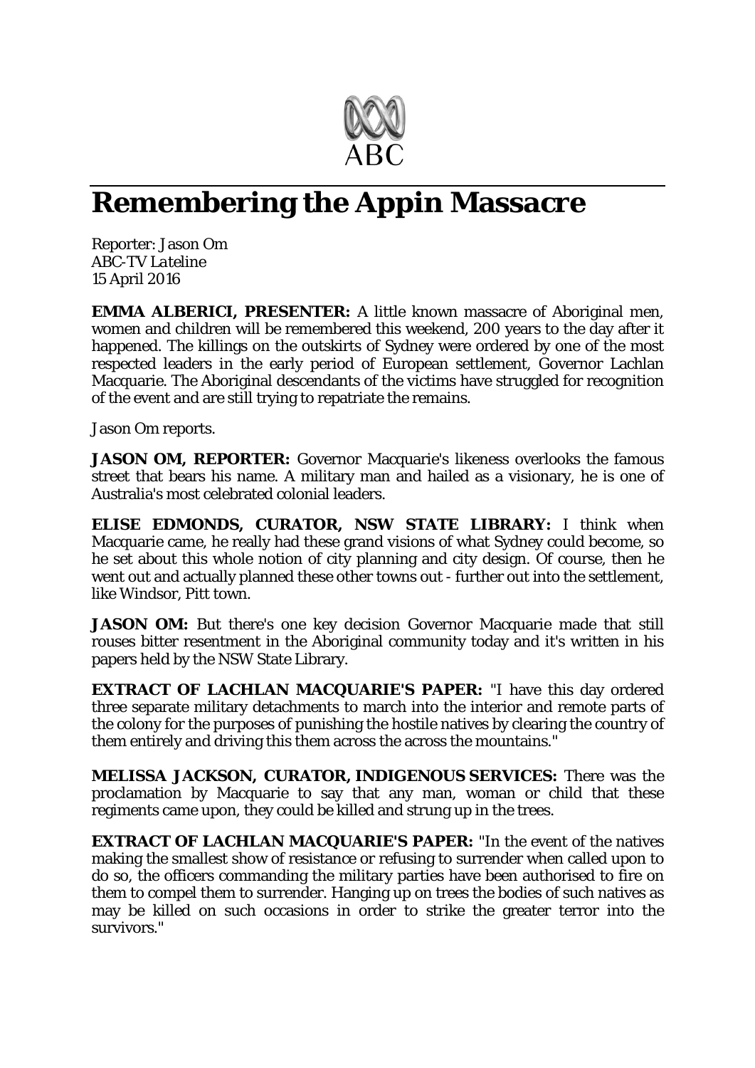ABC

# Remembering the Appin Massacre

Reporter: Jason Om
ABC-TV *Lateline*
15 April 2016

**EMMA ALBERICI, PRESENTER:** A little known massacre of Aboriginal men, women and children will be remembered this weekend, 200 years to the day after it happened. The killings on the outskirts of Sydney were ordered by one of the most respected leaders in the early period of European settlement, Governor Lachlan Macquarie. The Aboriginal descendants of the victims have struggled for recognition of the event and are still trying to repatriate the remains.

Jason Om reports.

**JASON OM, REPORTER:** Governor Macquarie's likeness overlooks the famous street that bears his name. A military man and hailed as a visionary, he is one of Australia's most celebrated colonial leaders.

**ELISE EDMONDS, CURATOR, NSW STATE LIBRARY:** I think when Macquarie came, he really had these grand visions of what Sydney could become, so he set about this whole notion of city planning and city design. Of course, then he went out and actually planned these other towns out - further out into the settlement, like Windsor, Pitt town.

**JASON OM:** But there's one key decision Governor Macquarie made that still rouses bitter resentment in the Aboriginal community today and it's written in his papers held by the NSW State Library.

**EXTRACT OF LACHLAN MACQUARIE'S PAPER:** "I have this day ordered three separate military detachments to march into the interior and remote parts of the colony for the purposes of punishing the hostile natives by clearing the country of them entirely and driving this them across the across the mountains."

**MELISSA JACKSON, CURATOR, INDIGENOUS SERVICES:** There was the proclamation by Macquarie to say that any man, woman or child that these regiments came upon, they could be killed and strung up in the trees.

**EXTRACT OF LACHLAN MACQUARIE'S PAPER:** "In the event of the natives making the smallest show of resistance or refusing to surrender when called upon to do so, the officers commanding the military parties have been authorised to fire on them to compel them to surrender. Hanging up on trees the bodies of such natives as may be killed on such occasions in order to strike the greater terror into the survivors."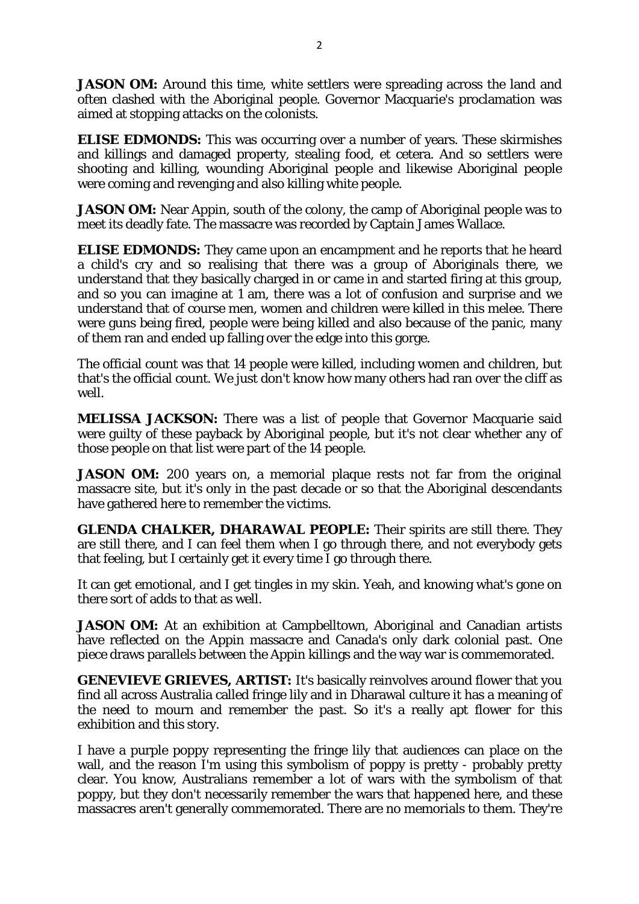**JASON OM:** Around this time, white settlers were spreading across the land and often clashed with the Aboriginal people. Governor Macquarie's proclamation was aimed at stopping attacks on the colonists.

**ELISE EDMONDS:** This was occurring over a number of years. These skirmishes and killings and damaged property, stealing food, et cetera. And so settlers were shooting and killing, wounding Aboriginal people and likewise Aboriginal people were coming and revenging and also killing white people.

**JASON OM:** Near Appin, south of the colony, the camp of Aboriginal people was to meet its deadly fate. The massacre was recorded by Captain James Wallace.

**ELISE EDMONDS:** They came upon an encampment and he reports that he heard a child's cry and so realising that there was a group of Aboriginals there, we understand that they basically charged in or came in and started firing at this group, and so you can imagine at 1 am, there was a lot of confusion and surprise and we understand that of course men, women and children were killed in this melee. There were guns being fired, people were being killed and also because of the panic, many of them ran and ended up falling over the edge into this gorge.

The official count was that 14 people were killed, including women and children, but that's the official count. We just don't know how many others had ran over the cliff as well.

**MELISSA JACKSON:** There was a list of people that Governor Macquarie said were guilty of these payback by Aboriginal people, but it's not clear whether any of those people on that list were part of the 14 people.

**JASON OM:** 200 years on, a memorial plaque rests not far from the original massacre site, but it's only in the past decade or so that the Aboriginal descendants have gathered here to remember the victims.

**GLENDA CHALKER, DHARAWAL PEOPLE:** Their spirits are still there. They are still there, and I can feel them when I go through there, and not everybody gets that feeling, but I certainly get it every time I go through there.

It can get emotional, and I get tingles in my skin. Yeah, and knowing what's gone on there sort of adds to that as well.

**JASON OM:** At an exhibition at Campbelltown, Aboriginal and Canadian artists have reflected on the Appin massacre and Canada's only dark colonial past. One piece draws parallels between the Appin killings and the way war is commemorated.

**GENEVIEVE GRIEVES, ARTIST:** It's basically reinvolves around flower that you find all across Australia called fringe lily and in Dharawal culture it has a meaning of the need to mourn and remember the past. So it's a really apt flower for this exhibition and this story.

I have a purple poppy representing the fringe lily that audiences can place on the wall, and the reason I'm using this symbolism of poppy is pretty - probably pretty clear. You know, Australians remember a lot of wars with the symbolism of that poppy, but they don't necessarily remember the wars that happened here, and these massacres aren't generally commemorated. There are no memorials to them. They're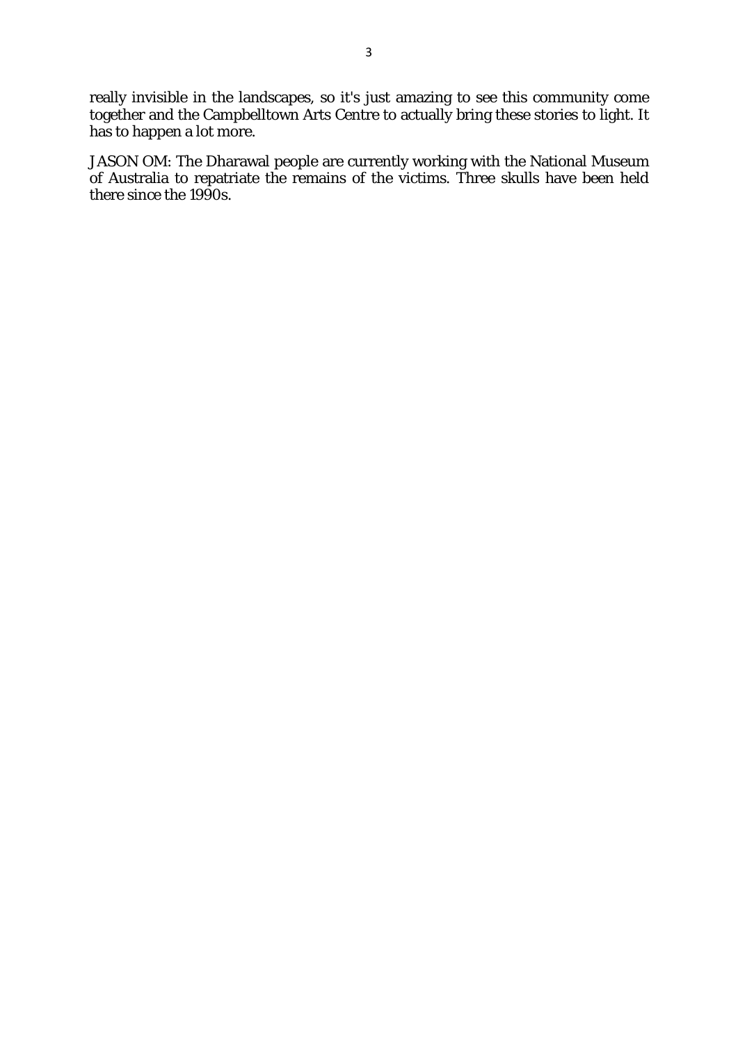really invisible in the landscapes, so it's just amazing to see this community come together and the Campbelltown Arts Centre to actually bring these stories to light. It has to happen a lot more.

JASON OM: The Dharawal people are currently working with the National Museum of Australia to repatriate the remains of the victims. Three skulls have been held there since the 1990s.